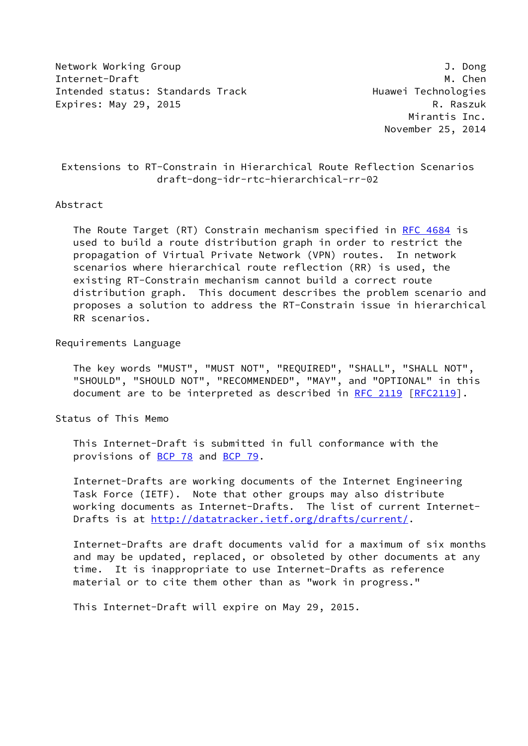Network Working Group J. Dong
Internet-Draft M. Chen
Intended status: Standards Track Huawei Technologies
Expires: May 29, 2015 R. Raszuk
Mirantis Inc.
November 25, 2014

# Extensions to RT-Constrain in Hierarchical Route Reflection Scenarios
draft-dong-idr-rtc-hierarchical-rr-02

## Abstract

The Route Target (RT) Constrain mechanism specified in RFC 4684 is used to build a route distribution graph in order to restrict the propagation of Virtual Private Network (VPN) routes. In network scenarios where hierarchical route reflection (RR) is used, the existing RT-Constrain mechanism cannot build a correct route distribution graph. This document describes the problem scenario and proposes a solution to address the RT-Constrain issue in hierarchical RR scenarios.

## Requirements Language

The key words "MUST", "MUST NOT", "REQUIRED", "SHALL", "SHALL NOT", "SHOULD", "SHOULD NOT", "RECOMMENDED", "MAY", and "OPTIONAL" in this document are to be interpreted as described in RFC 2119 [RFC2119].

## Status of This Memo

This Internet-Draft is submitted in full conformance with the provisions of BCP 78 and BCP 79.

Internet-Drafts are working documents of the Internet Engineering Task Force (IETF). Note that other groups may also distribute working documents as Internet-Drafts. The list of current Internet-Drafts is at http://datatracker.ietf.org/drafts/current/.

Internet-Drafts are draft documents valid for a maximum of six months and may be updated, replaced, or obsoleted by other documents at any time. It is inappropriate to use Internet-Drafts as reference material or to cite them other than as "work in progress."

This Internet-Draft will expire on May 29, 2015.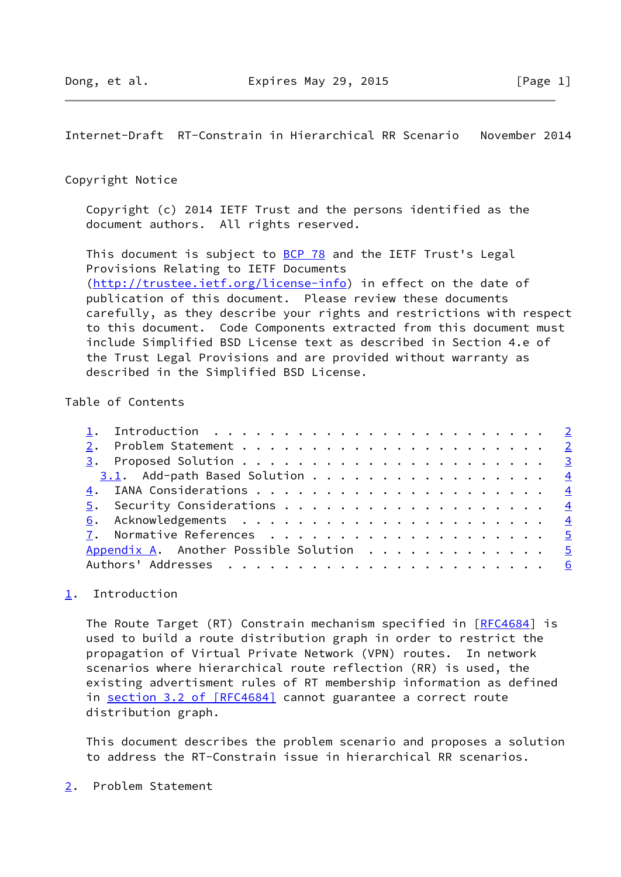Copyright Notice

Copyright (c) 2014 IETF Trust and the persons identified as the document authors. All rights reserved.

This document is subject to BCP 78 and the IETF Trust's Legal Provisions Relating to IETF Documents (http://trustee.ietf.org/license-info) in effect on the date of publication of this document. Please review these documents carefully, as they describe your rights and restrictions with respect to this document. Code Components extracted from this document must include Simplified BSD License text as described in Section 4.e of the Trust Legal Provisions and are provided without warranty as described in the Simplified BSD License.

Table of Contents

```
1.  Introduction  . . . . . . . . . . . . . . . . . . . . . . . .   2
2.  Problem Statement . . . . . . . . . . . . . . . . . . . . . .   2
3.  Proposed Solution . . . . . . . . . . . . . . . . . . . . . .   3
  3.1.  Add-path Based Solution . . . . . . . . . . . . . . . . .   4
4.  IANA Considerations . . . . . . . . . . . . . . . . . . . . .   4
5.  Security Considerations . . . . . . . . . . . . . . . . . . .   4
6.  Acknowledgements  . . . . . . . . . . . . . . . . . . . . . .   4
7.  Normative References  . . . . . . . . . . . . . . . . . . . .   5
Appendix A.  Another Possible Solution  . . . . . . . . . . . . .   5
Authors' Addresses  . . . . . . . . . . . . . . . . . . . . . . .   6
```

## 1. Introduction

The Route Target (RT) Constrain mechanism specified in [RFC4684] is used to build a route distribution graph in order to restrict the propagation of Virtual Private Network (VPN) routes. In network scenarios where hierarchical route reflection (RR) is used, the existing advertisment rules of RT membership information as defined in section 3.2 of [RFC4684] cannot guarantee a correct route distribution graph.

This document describes the problem scenario and proposes a solution to address the RT-Constrain issue in hierarchical RR scenarios.

## 2. Problem Statement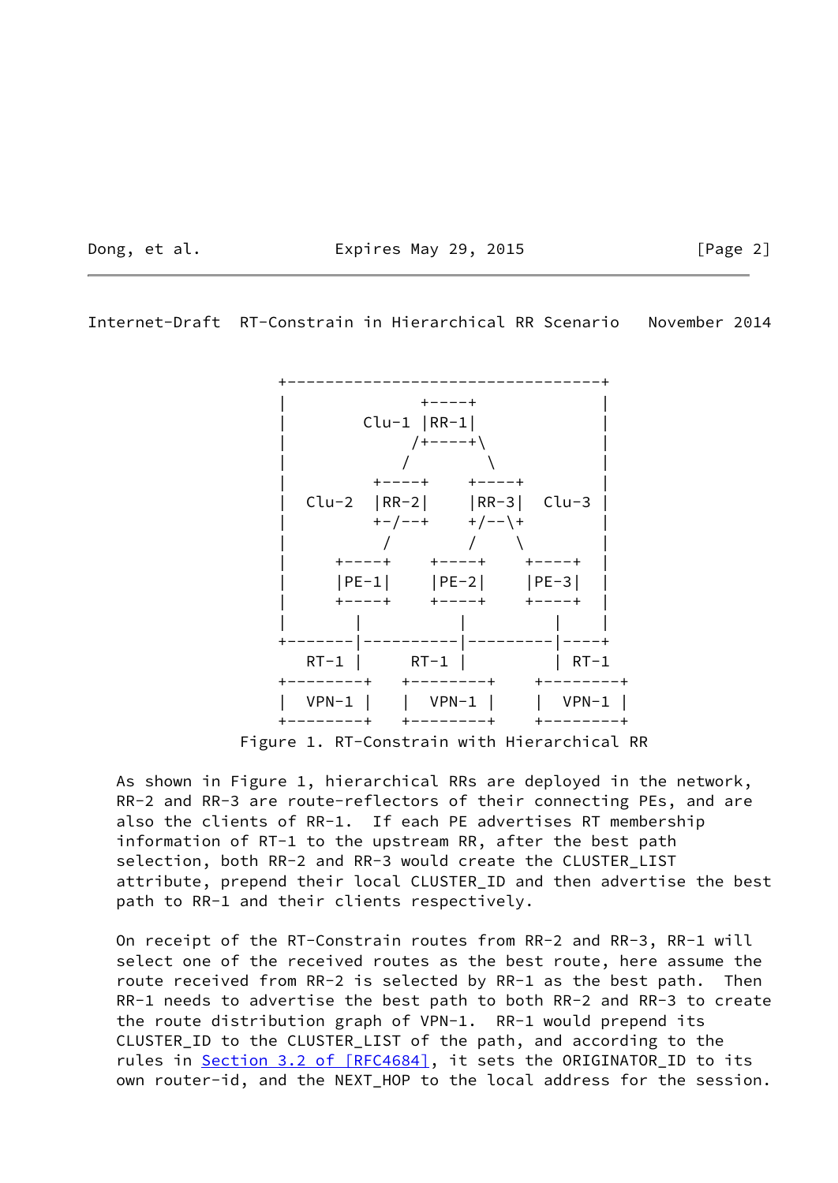```
       +--------------------------------+
       |           +----+               |
       |     Clu-1 |RR-1|               |
       |          /+----+\              |
       |         /        \             |
       |      +----+    +----+          |
       | Clu-2 |RR-2|    |RR-3| Clu-3    |
       |      +-/--+    +/--\+          |
       |        /        /    \         |
       |   +----+    +----+    +----+   |
       |   |PE-1|    |PE-2|    |PE-3|   |
       |   +----+    +----+    +----+   |
       |      |         |          |    |
       +------|---------|----------|----+
         RT-1 |    RT-1 |          | RT-1
       +---------+  +---------+    +---------+
       |  VPN-1 |  |  VPN-1 |    |  VPN-1 |
       +---------+  +---------+    +---------+
```

Figure 1. RT-Constrain with Hierarchical RR

As shown in Figure 1, hierarchical RRs are deployed in the network, RR-2 and RR-3 are route-reflectors of their connecting PEs, and are also the clients of RR-1. If each PE advertises RT membership information of RT-1 to the upstream RR, after the best path selection, both RR-2 and RR-3 would create the CLUSTER_LIST attribute, prepend their local CLUSTER_ID and then advertise the best path to RR-1 and their clients respectively.

On receipt of the RT-Constrain routes from RR-2 and RR-3, RR-1 will select one of the received routes as the best route, here assume the route received from RR-2 is selected by RR-1 as the best path. Then RR-1 needs to advertise the best path to both RR-2 and RR-3 to create the route distribution graph of VPN-1. RR-1 would prepend its CLUSTER_ID to the CLUSTER_LIST of the path, and according to the rules in Section 3.2 of [RFC4684], it sets the ORIGINATOR_ID to its own router-id, and the NEXT_HOP to the local address for the session.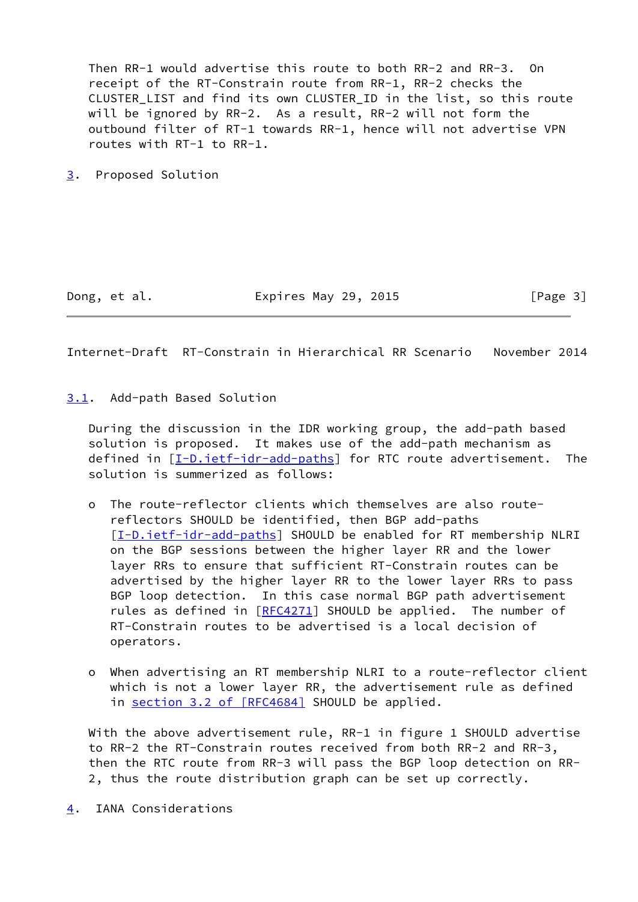Then RR-1 would advertise this route to both RR-2 and RR-3. On receipt of the RT-Constrain route from RR-1, RR-2 checks the CLUSTER_LIST and find its own CLUSTER_ID in the list, so this route will be ignored by RR-2. As a result, RR-2 will not form the outbound filter of RT-1 towards RR-1, hence will not advertise VPN routes with RT-1 to RR-1.

## 3. Proposed Solution

### 3.1. Add-path Based Solution

During the discussion in the IDR working group, the add-path based solution is proposed. It makes use of the add-path mechanism as defined in [I-D.ietf-idr-add-paths] for RTC route advertisement. The solution is summerized as follows:

- The route-reflector clients which themselves are also route-reflectors SHOULD be identified, then BGP add-paths [I-D.ietf-idr-add-paths] SHOULD be enabled for RT membership NLRI on the BGP sessions between the higher layer RR and the lower layer RRs to ensure that sufficient RT-Constrain routes can be advertised by the higher layer RR to the lower layer RRs to pass BGP loop detection. In this case normal BGP path advertisement rules as defined in [RFC4271] SHOULD be applied. The number of RT-Constrain routes to be advertised is a local decision of operators.

- When advertising an RT membership NLRI to a route-reflector client which is not a lower layer RR, the advertisement rule as defined in section 3.2 of [RFC4684] SHOULD be applied.

With the above advertisement rule, RR-1 in figure 1 SHOULD advertise to RR-2 the RT-Constrain routes received from both RR-2 and RR-3, then the RTC route from RR-3 will pass the BGP loop detection on RR-2, thus the route distribution graph can be set up correctly.

## 4. IANA Considerations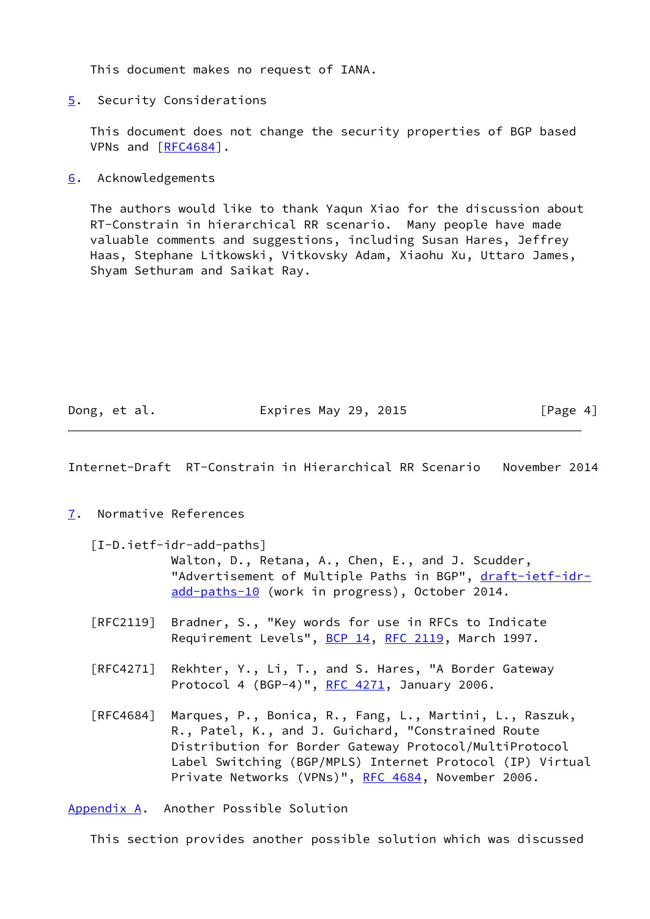This document makes no request of IANA.

## 5. Security Considerations

This document does not change the security properties of BGP based VPNs and [RFC4684].

## 6. Acknowledgements

The authors would like to thank Yaqun Xiao for the discussion about RT-Constrain in hierarchical RR scenario. Many people have made valuable comments and suggestions, including Susan Hares, Jeffrey Haas, Stephane Litkowski, Vitkovsky Adam, Xiaohu Xu, Uttaro James, Shyam Sethuram and Saikat Ray.

## 7. Normative References

[I-D.ietf-idr-add-paths]
Walton, D., Retana, A., Chen, E., and J. Scudder, "Advertisement of Multiple Paths in BGP", draft-ietf-idr-add-paths-10 (work in progress), October 2014.

[RFC2119] Bradner, S., "Key words for use in RFCs to Indicate Requirement Levels", BCP 14, RFC 2119, March 1997.

[RFC4271] Rekhter, Y., Li, T., and S. Hares, "A Border Gateway Protocol 4 (BGP-4)", RFC 4271, January 2006.

[RFC4684] Marques, P., Bonica, R., Fang, L., Martini, L., Raszuk, R., Patel, K., and J. Guichard, "Constrained Route Distribution for Border Gateway Protocol/MultiProtocol Label Switching (BGP/MPLS) Internet Protocol (IP) Virtual Private Networks (VPNs)", RFC 4684, November 2006.

## Appendix A. Another Possible Solution

This section provides another possible solution which was discussed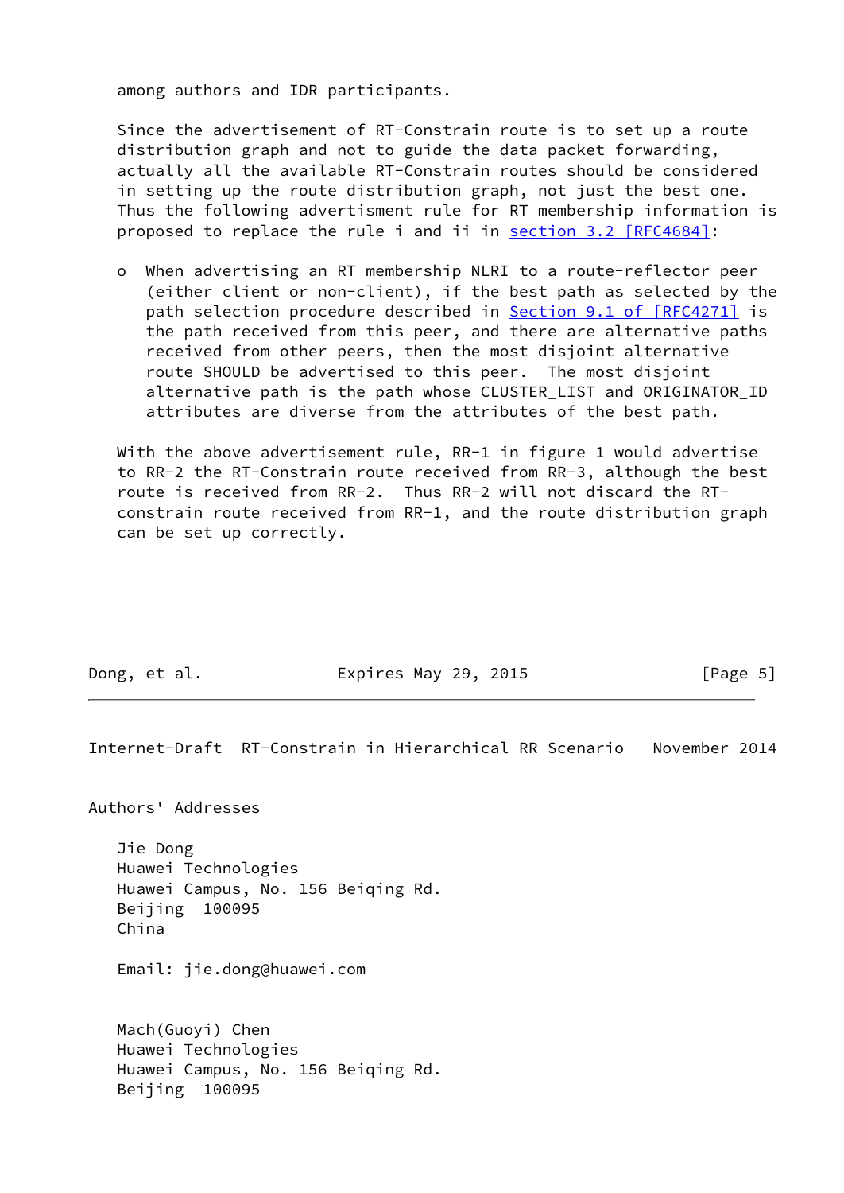among authors and IDR participants.

Since the advertisement of RT-Constrain route is to set up a route distribution graph and not to guide the data packet forwarding, actually all the available RT-Constrain routes should be considered in setting up the route distribution graph, not just the best one. Thus the following advertisment rule for RT membership information is proposed to replace the rule i and ii in section 3.2 [RFC4684]:

- When advertising an RT membership NLRI to a route-reflector peer (either client or non-client), if the best path as selected by the path selection procedure described in Section 9.1 of [RFC4271] is the path received from this peer, and there are alternative paths received from other peers, then the most disjoint alternative route SHOULD be advertised to this peer. The most disjoint alternative path is the path whose CLUSTER_LIST and ORIGINATOR_ID attributes are diverse from the attributes of the best path.

With the above advertisement rule, RR-1 in figure 1 would advertise to RR-2 the RT-Constrain route received from RR-3, although the best route is received from RR-2. Thus RR-2 will not discard the RT-constrain route received from RR-1, and the route distribution graph can be set up correctly.

## Authors' Addresses

Jie Dong
Huawei Technologies
Huawei Campus, No. 156 Beiqing Rd.
Beijing 100095
China

Email: jie.dong@huawei.com

Mach(Guoyi) Chen
Huawei Technologies
Huawei Campus, No. 156 Beiqing Rd.
Beijing 100095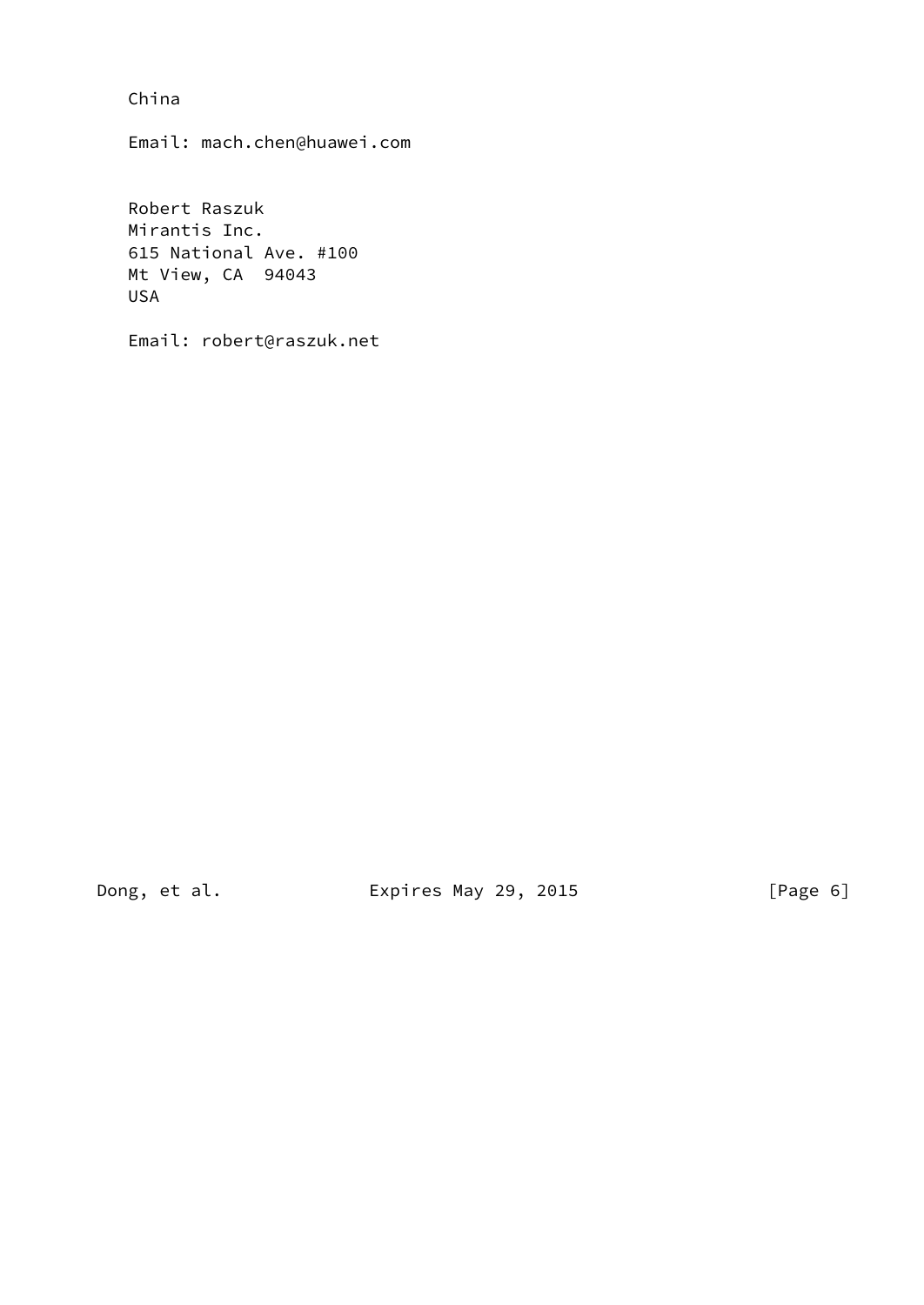China

Email: mach.chen@huawei.com

Robert Raszuk
Mirantis Inc.
615 National Ave. #100
Mt View, CA  94043
USA

Email: robert@raszuk.net